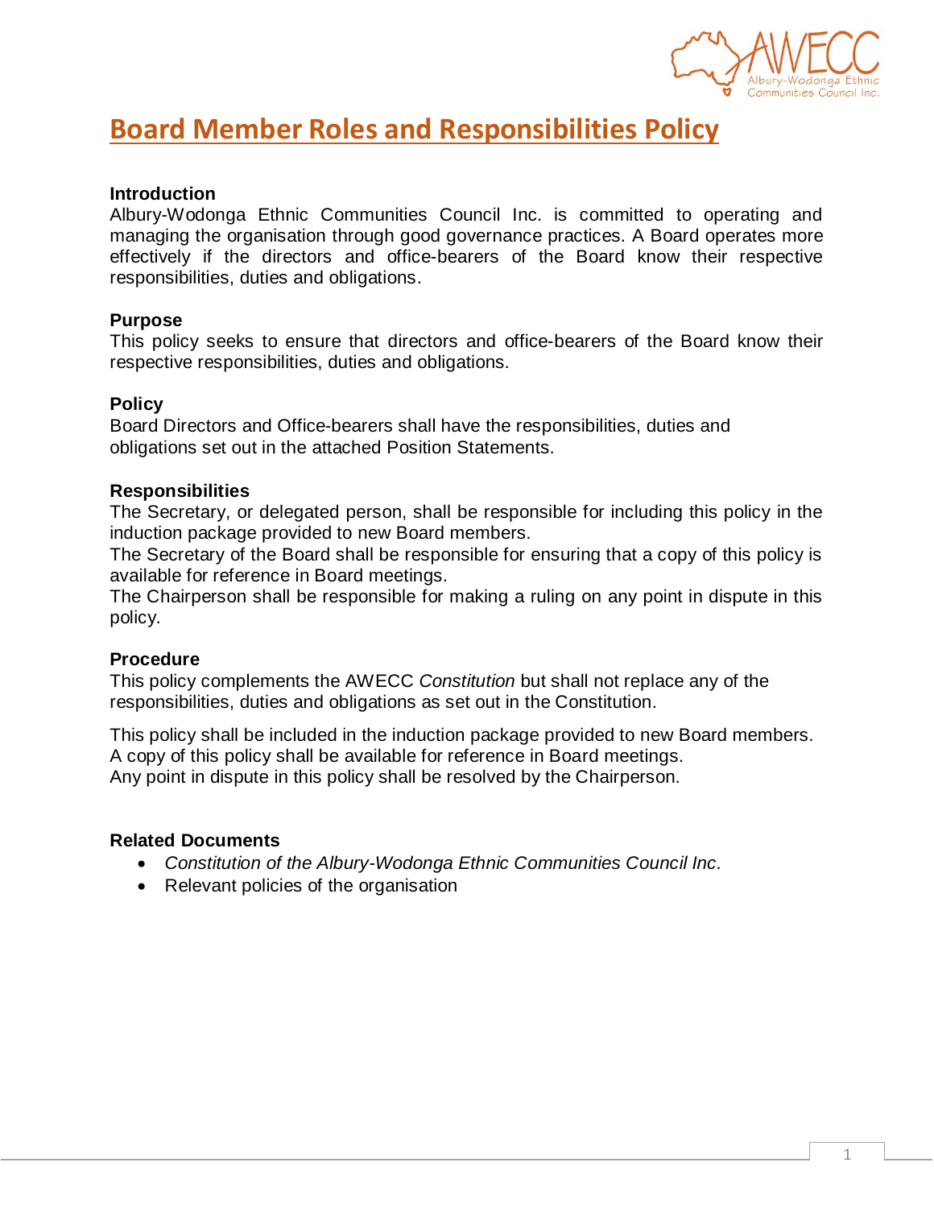# Board Member Roles and Responsibilities Policy

**Introduction**

Albury-Wodonga Ethnic Communities Council Inc. is committed to operating and managing the organisation through good governance practices. A Board operates more effectively if the directors and office-bearers of the Board know their respective responsibilities, duties and obligations.

**Purpose**

This policy seeks to ensure that directors and office-bearers of the Board know their respective responsibilities, duties and obligations.

**Policy**

Board Directors and Office-bearers shall have the responsibilities, duties and obligations set out in the attached Position Statements.

**Responsibilities**

The Secretary, or delegated person, shall be responsible for including this policy in the induction package provided to new Board members.
The Secretary of the Board shall be responsible for ensuring that a copy of this policy is available for reference in Board meetings.
The Chairperson shall be responsible for making a ruling on any point in dispute in this policy.

**Procedure**

This policy complements the AWECC *Constitution* but shall not replace any of the responsibilities, duties and obligations as set out in the Constitution.

This policy shall be included in the induction package provided to new Board members.
A copy of this policy shall be available for reference in Board meetings.
Any point in dispute in this policy shall be resolved by the Chairperson.

**Related Documents**

- *Constitution of the Albury-Wodonga Ethnic Communities Council Inc.*
- Relevant policies of the organisation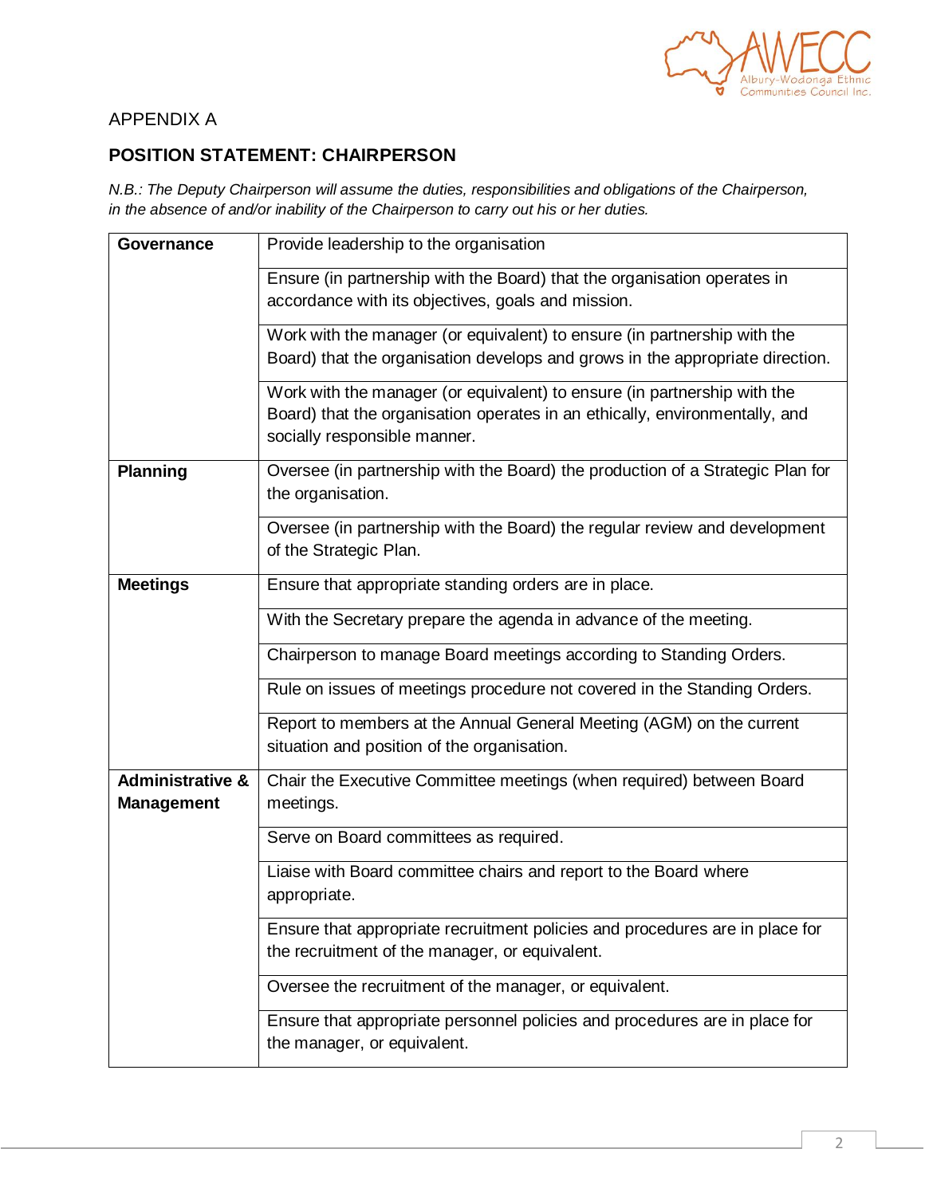APPENDIX A

## POSITION STATEMENT: CHAIRPERSON

*N.B.: The Deputy Chairperson will assume the duties, responsibilities and obligations of the Chairperson, in the absence of and/or inability of the Chairperson to carry out his or her duties.*

| | |
|---|---|
| **Governance** | Provide leadership to the organisation |
| | Ensure (in partnership with the Board) that the organisation operates in accordance with its objectives, goals and mission. |
| | Work with the manager (or equivalent) to ensure (in partnership with the Board) that the organisation develops and grows in the appropriate direction. |
| | Work with the manager (or equivalent) to ensure (in partnership with the Board) that the organisation operates in an ethically, environmentally, and socially responsible manner. |
| **Planning** | Oversee (in partnership with the Board) the production of a Strategic Plan for the organisation. |
| | Oversee (in partnership with the Board) the regular review and development of the Strategic Plan. |
| **Meetings** | Ensure that appropriate standing orders are in place. |
| | With the Secretary prepare the agenda in advance of the meeting. |
| | Chairperson to manage Board meetings according to Standing Orders. |
| | Rule on issues of meetings procedure not covered in the Standing Orders. |
| | Report to members at the Annual General Meeting (AGM) on the current situation and position of the organisation. |
| **Administrative & Management** | Chair the Executive Committee meetings (when required) between Board meetings. |
| | Serve on Board committees as required. |
| | Liaise with Board committee chairs and report to the Board where appropriate. |
| | Ensure that appropriate recruitment policies and procedures are in place for the recruitment of the manager, or equivalent. |
| | Oversee the recruitment of the manager, or equivalent. |
| | Ensure that appropriate personnel policies and procedures are in place for the manager, or equivalent. |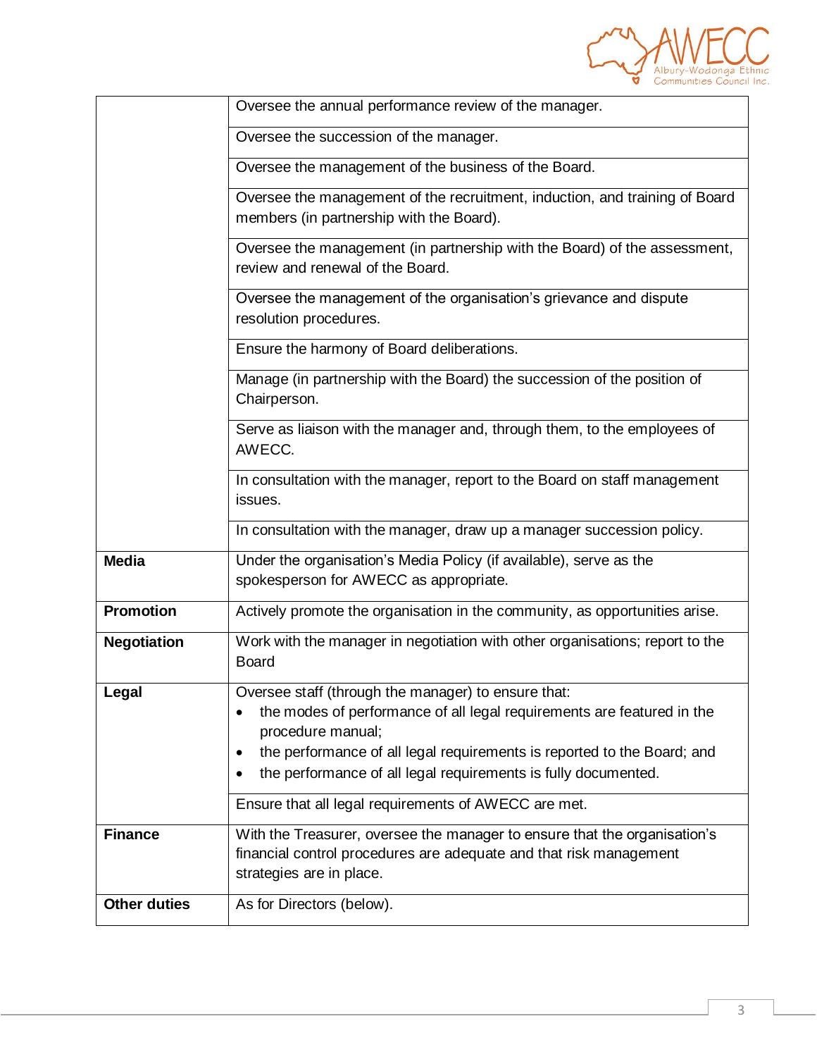| | |
|---|---|
| | Oversee the annual performance review of the manager. |
| | Oversee the succession of the manager. |
| | Oversee the management of the business of the Board. |
| | Oversee the management of the recruitment, induction, and training of Board members (in partnership with the Board). |
| | Oversee the management (in partnership with the Board) of the assessment, review and renewal of the Board. |
| | Oversee the management of the organisation's grievance and dispute resolution procedures. |
| | Ensure the harmony of Board deliberations. |
| | Manage (in partnership with the Board) the succession of the position of Chairperson. |
| | Serve as liaison with the manager and, through them, to the employees of AWECC. |
| | In consultation with the manager, report to the Board on staff management issues. |
| | In consultation with the manager, draw up a manager succession policy. |
| **Media** | Under the organisation's Media Policy (if available), serve as the spokesperson for AWECC as appropriate. |
| **Promotion** | Actively promote the organisation in the community, as opportunities arise. |
| **Negotiation** | Work with the manager in negotiation with other organisations; report to the Board |
| **Legal** | Oversee staff (through the manager) to ensure that:<br>• the modes of performance of all legal requirements are featured in the procedure manual;<br>• the performance of all legal requirements is reported to the Board; and<br>• the performance of all legal requirements is fully documented. |
| | Ensure that all legal requirements of AWECC are met. |
| **Finance** | With the Treasurer, oversee the manager to ensure that the organisation's financial control procedures are adequate and that risk management strategies are in place. |
| **Other duties** | As for Directors (below). |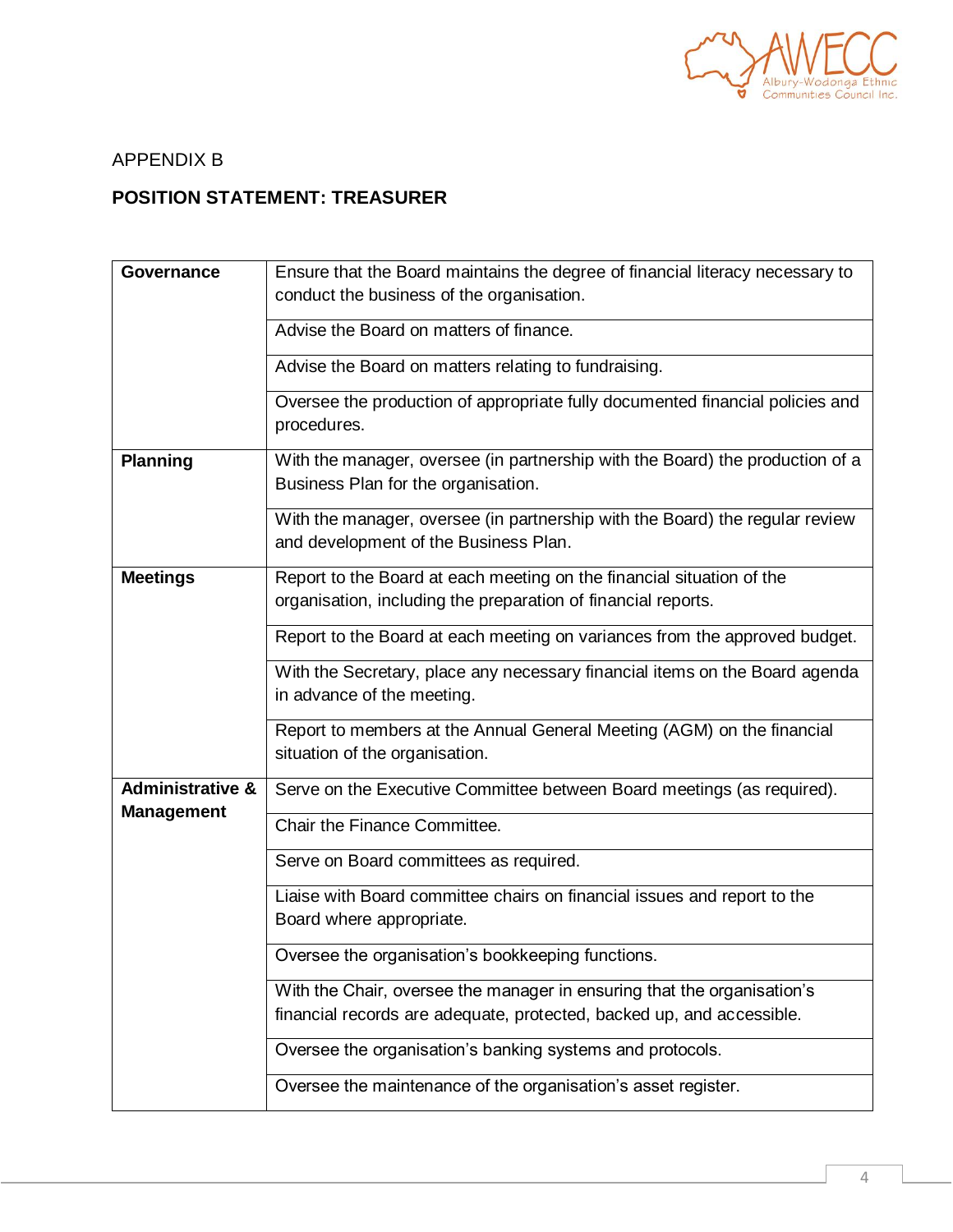APPENDIX B

## POSITION STATEMENT: TREASURER

| | |
|---|---|
| **Governance** | Ensure that the Board maintains the degree of financial literacy necessary to conduct the business of the organisation. |
| | Advise the Board on matters of finance. |
| | Advise the Board on matters relating to fundraising. |
| | Oversee the production of appropriate fully documented financial policies and procedures. |
| **Planning** | With the manager, oversee (in partnership with the Board) the production of a Business Plan for the organisation. |
| | With the manager, oversee (in partnership with the Board) the regular review and development of the Business Plan. |
| **Meetings** | Report to the Board at each meeting on the financial situation of the organisation, including the preparation of financial reports. |
| | Report to the Board at each meeting on variances from the approved budget. |
| | With the Secretary, place any necessary financial items on the Board agenda in advance of the meeting. |
| | Report to members at the Annual General Meeting (AGM) on the financial situation of the organisation. |
| **Administrative & Management** | Serve on the Executive Committee between Board meetings (as required). |
| | Chair the Finance Committee. |
| | Serve on Board committees as required. |
| | Liaise with Board committee chairs on financial issues and report to the Board where appropriate. |
| | Oversee the organisation's bookkeeping functions. |
| | With the Chair, oversee the manager in ensuring that the organisation's financial records are adequate, protected, backed up, and accessible. |
| | Oversee the organisation's banking systems and protocols. |
| | Oversee the maintenance of the organisation's asset register. |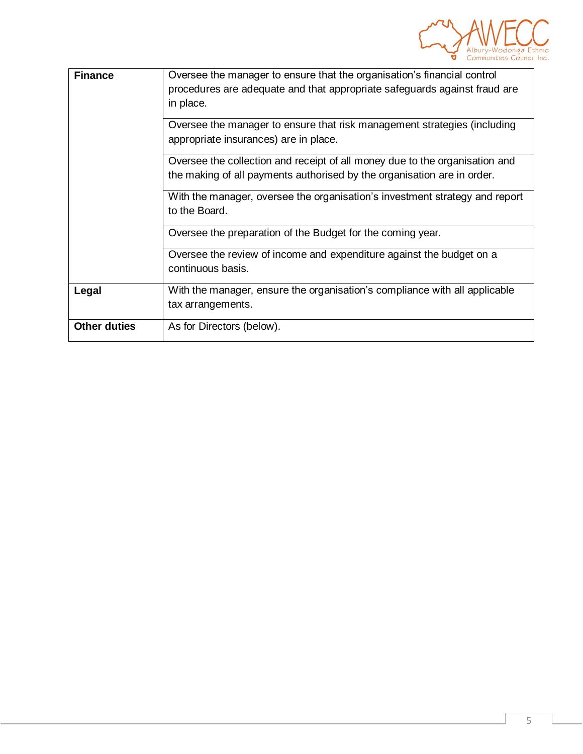| | |
|---|---|
| **Finance** | Oversee the manager to ensure that the organisation's financial control procedures are adequate and that appropriate safeguards against fraud are in place. |
| | Oversee the manager to ensure that risk management strategies (including appropriate insurances) are in place. |
| | Oversee the collection and receipt of all money due to the organisation and the making of all payments authorised by the organisation are in order. |
| | With the manager, oversee the organisation's investment strategy and report to the Board. |
| | Oversee the preparation of the Budget for the coming year. |
| | Oversee the review of income and expenditure against the budget on a continuous basis. |
| **Legal** | With the manager, ensure the organisation's compliance with all applicable tax arrangements. |
| **Other duties** | As for Directors (below). |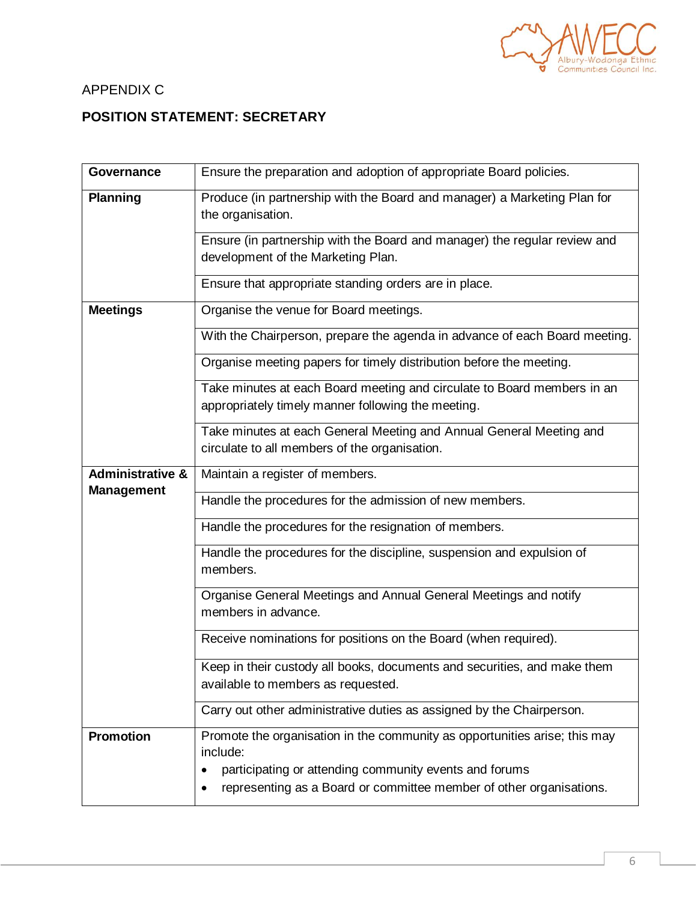APPENDIX C

**POSITION STATEMENT: SECRETARY**

| | |
|---|---|
| **Governance** | Ensure the preparation and adoption of appropriate Board policies. |
| **Planning** | Produce (in partnership with the Board and manager) a Marketing Plan for the organisation. |
| | Ensure (in partnership with the Board and manager) the regular review and development of the Marketing Plan. |
| | Ensure that appropriate standing orders are in place. |
| **Meetings** | Organise the venue for Board meetings. |
| | With the Chairperson, prepare the agenda in advance of each Board meeting. |
| | Organise meeting papers for timely distribution before the meeting. |
| | Take minutes at each Board meeting and circulate to Board members in an appropriately timely manner following the meeting. |
| | Take minutes at each General Meeting and Annual General Meeting and circulate to all members of the organisation. |
| **Administrative & Management** | Maintain a register of members. |
| | Handle the procedures for the admission of new members. |
| | Handle the procedures for the resignation of members. |
| | Handle the procedures for the discipline, suspension and expulsion of members. |
| | Organise General Meetings and Annual General Meetings and notify members in advance. |
| | Receive nominations for positions on the Board (when required). |
| | Keep in their custody all books, documents and securities, and make them available to members as requested. |
| | Carry out other administrative duties as assigned by the Chairperson. |
| **Promotion** | Promote the organisation in the community as opportunities arise; this may include:<br>• participating or attending community events and forums<br>• representing as a Board or committee member of other organisations. |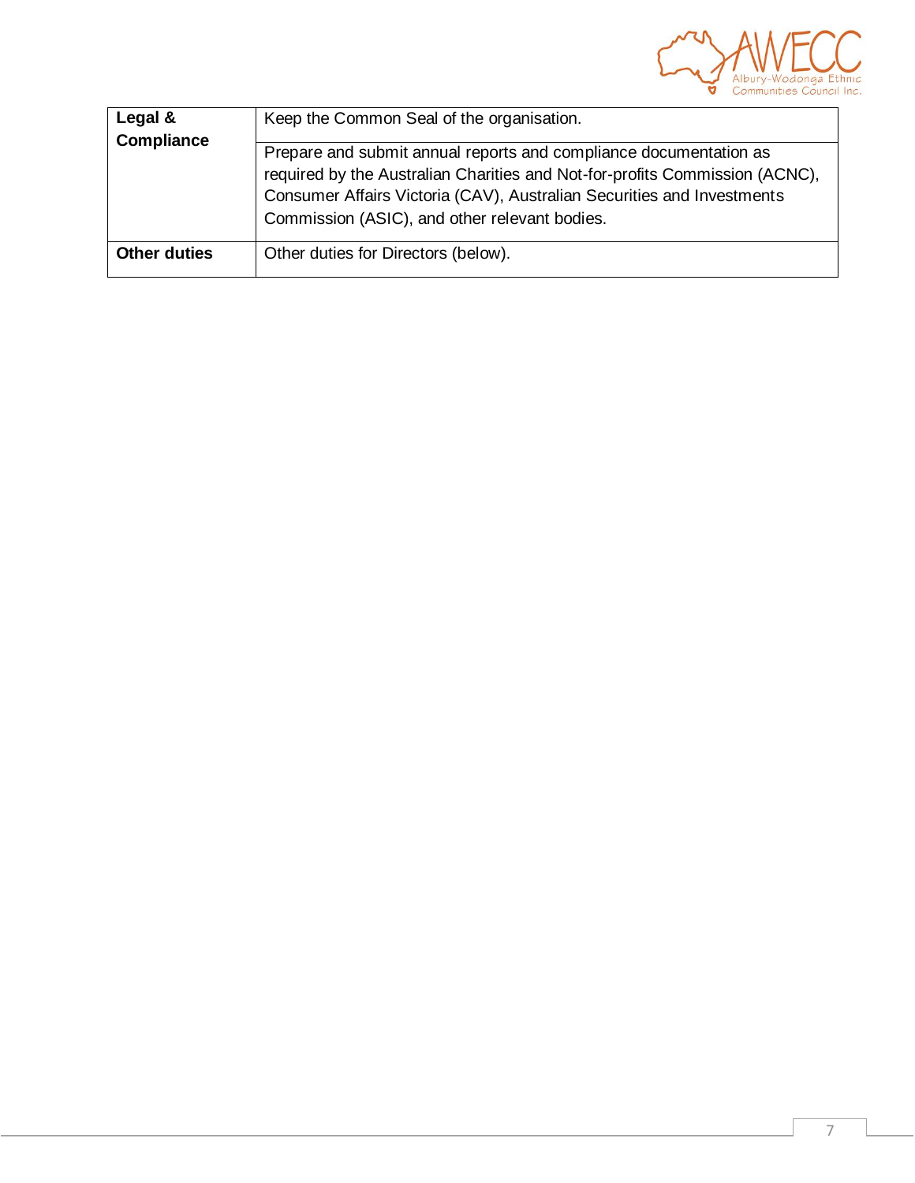| | |
|---|---|
| **Legal & Compliance** | Keep the Common Seal of the organisation. |
| | Prepare and submit annual reports and compliance documentation as required by the Australian Charities and Not-for-profits Commission (ACNC), Consumer Affairs Victoria (CAV), Australian Securities and Investments Commission (ASIC), and other relevant bodies. |
| **Other duties** | Other duties for Directors (below). |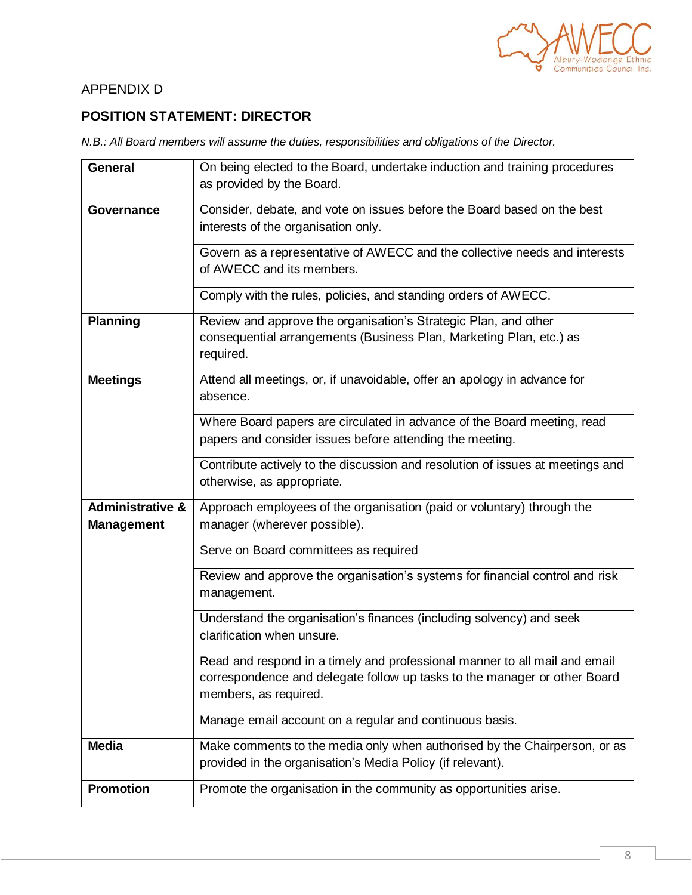APPENDIX D

## POSITION STATEMENT: DIRECTOR

*N.B.: All Board members will assume the duties, responsibilities and obligations of the Director.*

| | |
|---|---|
| **General** | On being elected to the Board, undertake induction and training procedures as provided by the Board. |
| **Governance** | Consider, debate, and vote on issues before the Board based on the best interests of the organisation only. |
| | Govern as a representative of AWECC and the collective needs and interests of AWECC and its members. |
| | Comply with the rules, policies, and standing orders of AWECC. |
| **Planning** | Review and approve the organisation's Strategic Plan, and other consequential arrangements (Business Plan, Marketing Plan, etc.) as required. |
| **Meetings** | Attend all meetings, or, if unavoidable, offer an apology in advance for absence. |
| | Where Board papers are circulated in advance of the Board meeting, read papers and consider issues before attending the meeting. |
| | Contribute actively to the discussion and resolution of issues at meetings and otherwise, as appropriate. |
| **Administrative & Management** | Approach employees of the organisation (paid or voluntary) through the manager (wherever possible). |
| | Serve on Board committees as required |
| | Review and approve the organisation's systems for financial control and risk management. |
| | Understand the organisation's finances (including solvency) and seek clarification when unsure. |
| | Read and respond in a timely and professional manner to all mail and email correspondence and delegate follow up tasks to the manager or other Board members, as required. |
| | Manage email account on a regular and continuous basis. |
| **Media** | Make comments to the media only when authorised by the Chairperson, or as provided in the organisation's Media Policy (if relevant). |
| **Promotion** | Promote the organisation in the community as opportunities arise. |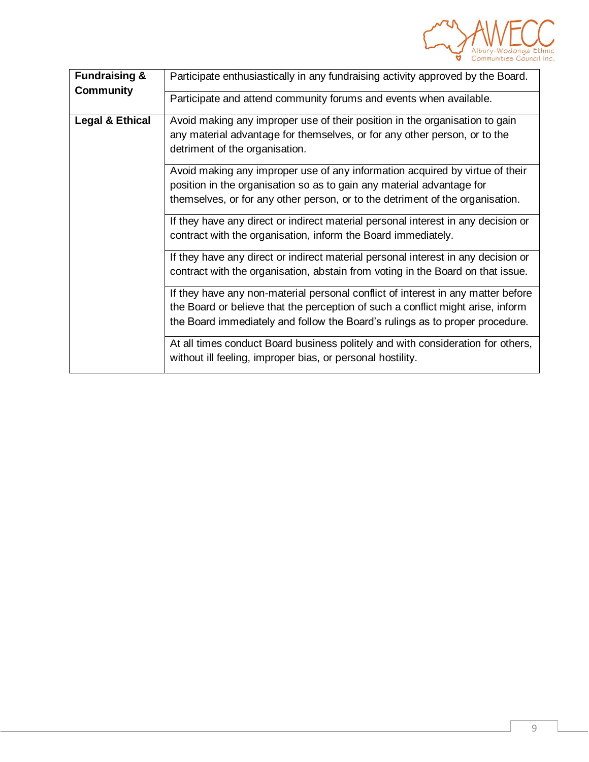| | |
|---|---|
| **Fundraising & Community** | Participate enthusiastically in any fundraising activity approved by the Board. |
| | Participate and attend community forums and events when available. |
| **Legal & Ethical** | Avoid making any improper use of their position in the organisation to gain any material advantage for themselves, or for any other person, or to the detriment of the organisation. |
| | Avoid making any improper use of any information acquired by virtue of their position in the organisation so as to gain any material advantage for themselves, or for any other person, or to the detriment of the organisation. |
| | If they have any direct or indirect material personal interest in any decision or contract with the organisation, inform the Board immediately. |
| | If they have any direct or indirect material personal interest in any decision or contract with the organisation, abstain from voting in the Board on that issue. |
| | If they have any non-material personal conflict of interest in any matter before the Board or believe that the perception of such a conflict might arise, inform the Board immediately and follow the Board's rulings as to proper procedure. |
| | At all times conduct Board business politely and with consideration for others, without ill feeling, improper bias, or personal hostility. |